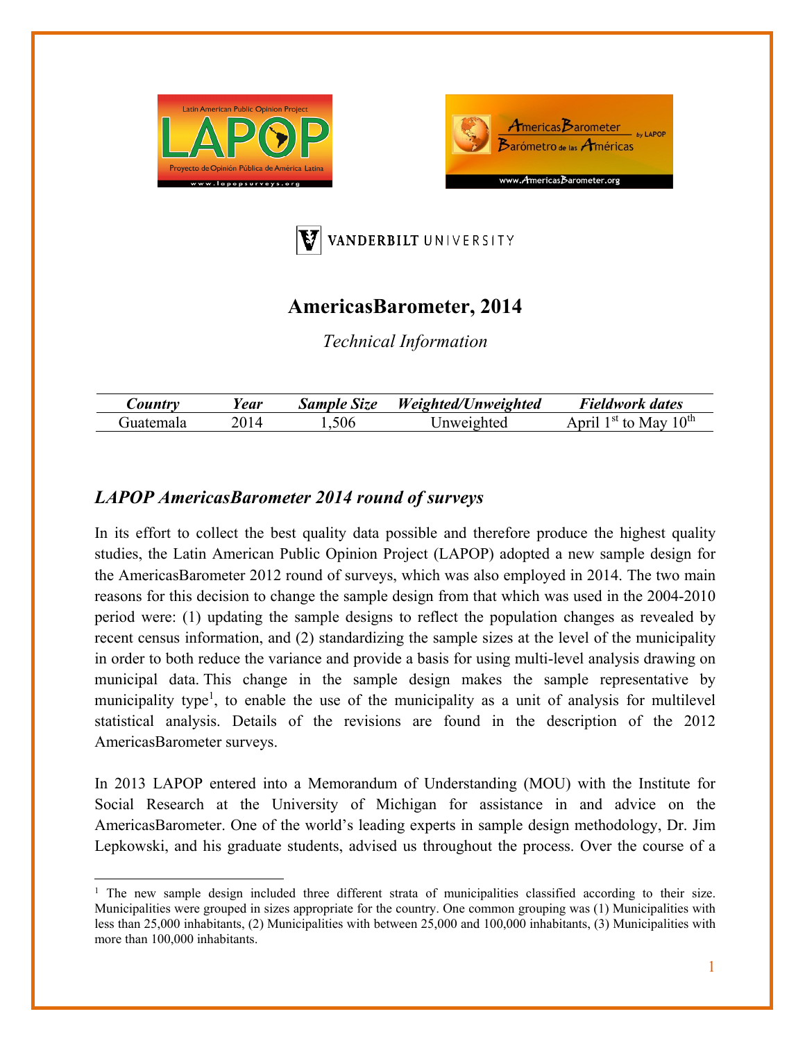# AmericasBarometer, 2014

*Technical Information*

| *Country* | *Year* | *Sample Size* | *Weighted/Unweighted* | *Fieldwork dates* |
|---|---|---|---|---|
| Guatemala | 2014 | 1,506 | Unweighted | April 1st to May 10th |

## *LAPOP AmericasBarometer 2014 round of surveys*

In its effort to collect the best quality data possible and therefore produce the highest quality studies, the Latin American Public Opinion Project (LAPOP) adopted a new sample design for the AmericasBarometer 2012 round of surveys, which was also employed in 2014. The two main reasons for this decision to change the sample design from that which was used in the 2004-2010 period were: (1) updating the sample designs to reflect the population changes as revealed by recent census information, and (2) standardizing the sample sizes at the level of the municipality in order to both reduce the variance and provide a basis for using multi-level analysis drawing on municipal data. This change in the sample design makes the sample representative by municipality type[1], to enable the use of the municipality as a unit of analysis for multilevel statistical analysis. Details of the revisions are found in the description of the 2012 AmericasBarometer surveys.

In 2013 LAPOP entered into a Memorandum of Understanding (MOU) with the Institute for Social Research at the University of Michigan for assistance in and advice on the AmericasBarometer. One of the world's leading experts in sample design methodology, Dr. Jim Lepkowski, and his graduate students, advised us throughout the process. Over the course of a

[1] The new sample design included three different strata of municipalities classified according to their size. Municipalities were grouped in sizes appropriate for the country. One common grouping was (1) Municipalities with less than 25,000 inhabitants, (2) Municipalities with between 25,000 and 100,000 inhabitants, (3) Municipalities with more than 100,000 inhabitants.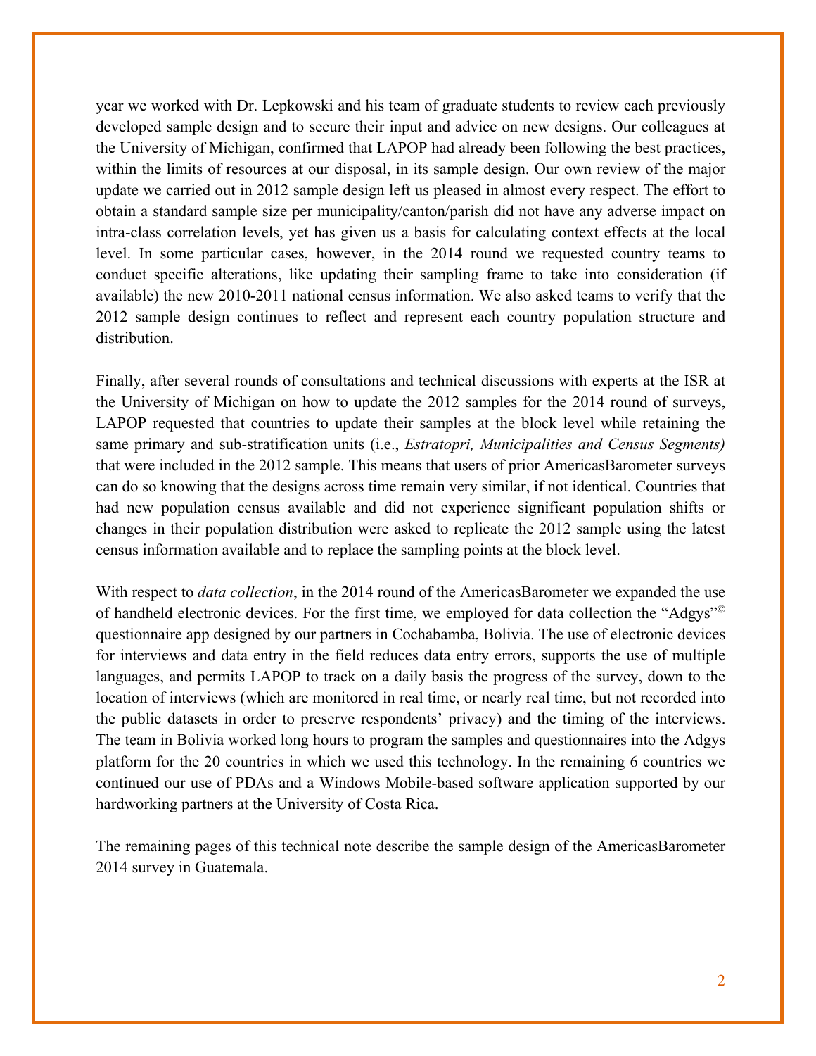year we worked with Dr. Lepkowski and his team of graduate students to review each previously developed sample design and to secure their input and advice on new designs. Our colleagues at the University of Michigan, confirmed that LAPOP had already been following the best practices, within the limits of resources at our disposal, in its sample design. Our own review of the major update we carried out in 2012 sample design left us pleased in almost every respect. The effort to obtain a standard sample size per municipality/canton/parish did not have any adverse impact on intra-class correlation levels, yet has given us a basis for calculating context effects at the local level. In some particular cases, however, in the 2014 round we requested country teams to conduct specific alterations, like updating their sampling frame to take into consideration (if available) the new 2010-2011 national census information. We also asked teams to verify that the 2012 sample design continues to reflect and represent each country population structure and distribution.

Finally, after several rounds of consultations and technical discussions with experts at the ISR at the University of Michigan on how to update the 2012 samples for the 2014 round of surveys, LAPOP requested that countries to update their samples at the block level while retaining the same primary and sub-stratification units (i.e., *Estratopri, Municipalities and Census Segments)* that were included in the 2012 sample. This means that users of prior AmericasBarometer surveys can do so knowing that the designs across time remain very similar, if not identical. Countries that had new population census available and did not experience significant population shifts or changes in their population distribution were asked to replicate the 2012 sample using the latest census information available and to replace the sampling points at the block level.

With respect to *data collection*, in the 2014 round of the AmericasBarometer we expanded the use of handheld electronic devices. For the first time, we employed for data collection the "Adgys"© questionnaire app designed by our partners in Cochabamba, Bolivia. The use of electronic devices for interviews and data entry in the field reduces data entry errors, supports the use of multiple languages, and permits LAPOP to track on a daily basis the progress of the survey, down to the location of interviews (which are monitored in real time, or nearly real time, but not recorded into the public datasets in order to preserve respondents' privacy) and the timing of the interviews. The team in Bolivia worked long hours to program the samples and questionnaires into the Adgys platform for the 20 countries in which we used this technology. In the remaining 6 countries we continued our use of PDAs and a Windows Mobile-based software application supported by our hardworking partners at the University of Costa Rica.

The remaining pages of this technical note describe the sample design of the AmericasBarometer 2014 survey in Guatemala.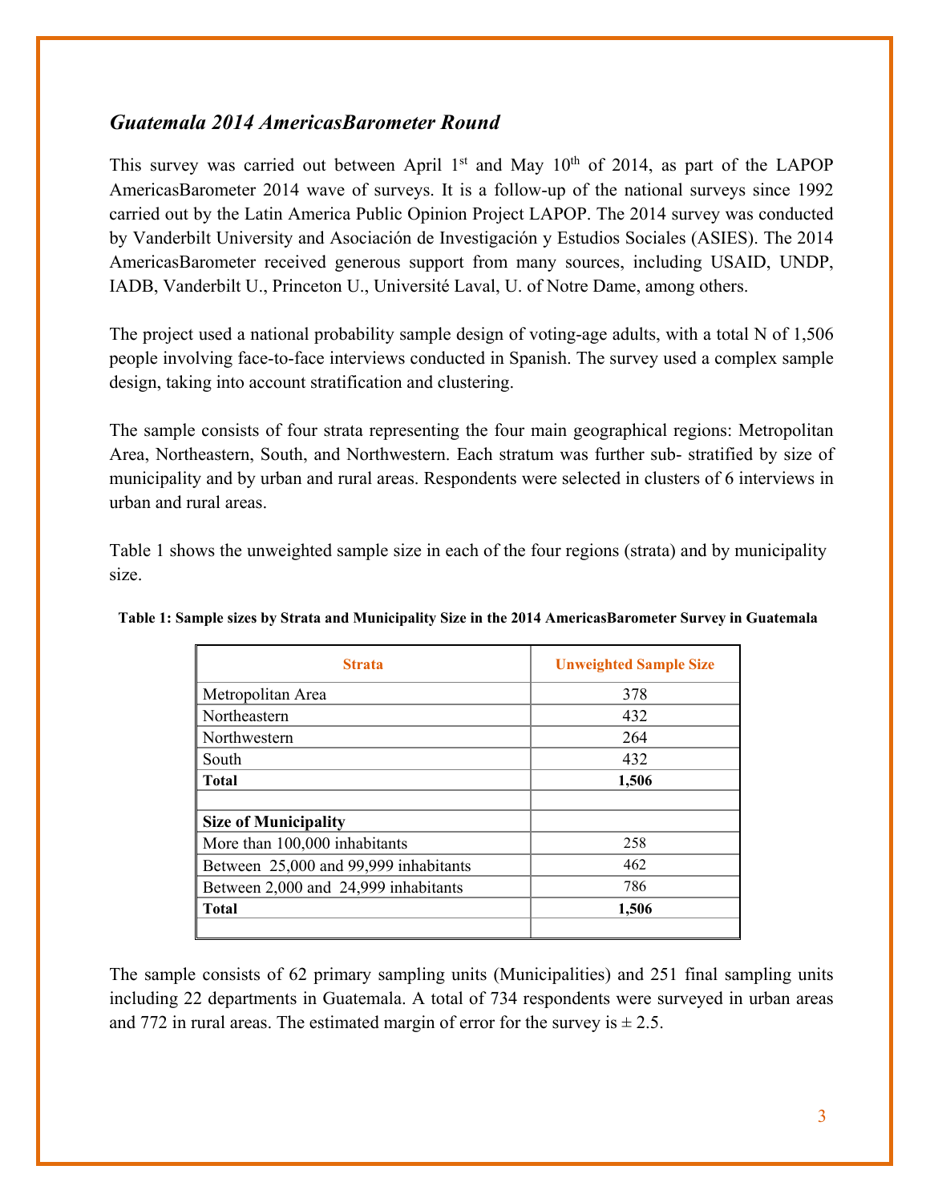## *Guatemala 2014 AmericasBarometer Round*

This survey was carried out between April 1st and May 10th of 2014, as part of the LAPOP AmericasBarometer 2014 wave of surveys. It is a follow-up of the national surveys since 1992 carried out by the Latin America Public Opinion Project LAPOP. The 2014 survey was conducted by Vanderbilt University and Asociación de Investigación y Estudios Sociales (ASIES). The 2014 AmericasBarometer received generous support from many sources, including USAID, UNDP, IADB, Vanderbilt U., Princeton U., Université Laval, U. of Notre Dame, among others.

The project used a national probability sample design of voting-age adults, with a total N of 1,506 people involving face-to-face interviews conducted in Spanish. The survey used a complex sample design, taking into account stratification and clustering.

The sample consists of four strata representing the four main geographical regions: Metropolitan Area, Northeastern, South, and Northwestern. Each stratum was further sub- stratified by size of municipality and by urban and rural areas. Respondents were selected in clusters of 6 interviews in urban and rural areas.

Table 1 shows the unweighted sample size in each of the four regions (strata) and by municipality size.

**Table 1: Sample sizes by Strata and Municipality Size in the 2014 AmericasBarometer Survey in Guatemala**

| Strata | Unweighted Sample Size |
|---|---|
| Metropolitan Area | 378 |
| Northeastern | 432 |
| Northwestern | 264 |
| South | 432 |
| **Total** | **1,506** |
| | |
| **Size of Municipality** | |
| More than 100,000 inhabitants | 258 |
| Between 25,000 and 99,999 inhabitants | 462 |
| Between 2,000 and 24,999 inhabitants | 786 |
| **Total** | **1,506** |
| | |

The sample consists of 62 primary sampling units (Municipalities) and 251 final sampling units including 22 departments in Guatemala. A total of 734 respondents were surveyed in urban areas and 772 in rural areas. The estimated margin of error for the survey is ± 2.5.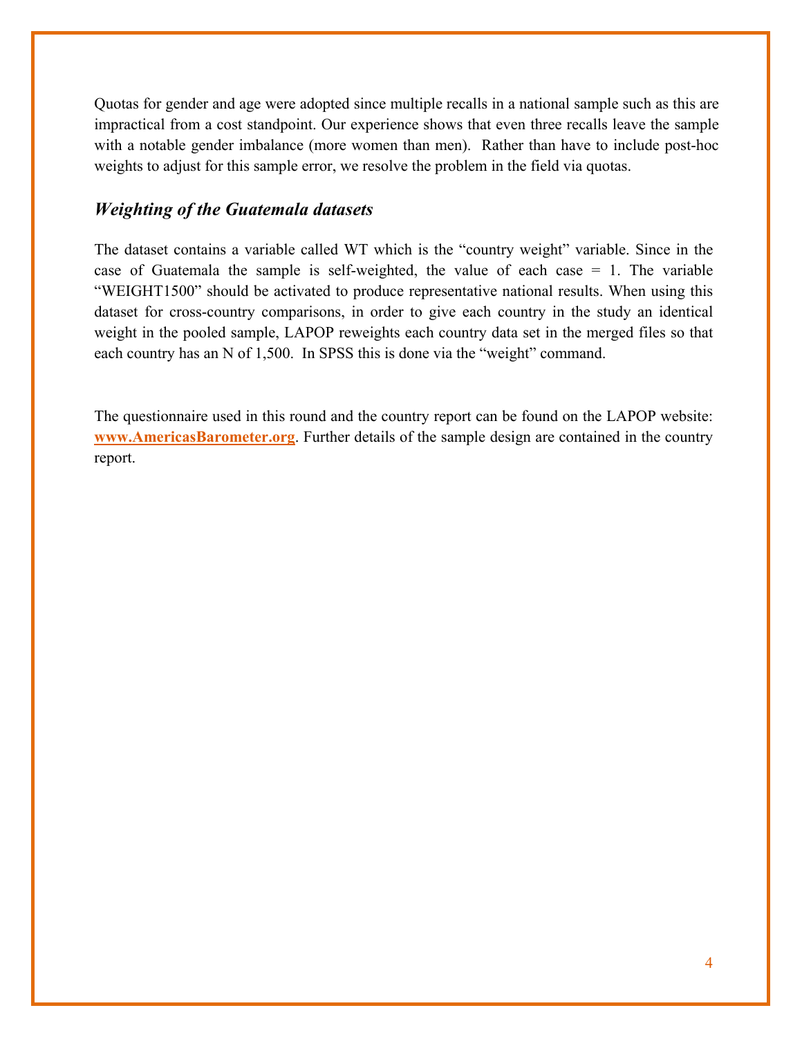Quotas for gender and age were adopted since multiple recalls in a national sample such as this are impractical from a cost standpoint. Our experience shows that even three recalls leave the sample with a notable gender imbalance (more women than men). Rather than have to include post-hoc weights to adjust for this sample error, we resolve the problem in the field via quotas.

### *Weighting of the Guatemala datasets*

The dataset contains a variable called WT which is the "country weight" variable. Since in the case of Guatemala the sample is self-weighted, the value of each case = 1. The variable "WEIGHT1500" should be activated to produce representative national results. When using this dataset for cross-country comparisons, in order to give each country in the study an identical weight in the pooled sample, LAPOP reweights each country data set in the merged files so that each country has an N of 1,500. In SPSS this is done via the "weight" command.

The questionnaire used in this round and the country report can be found on the LAPOP website: **www.AmericasBarometer.org**. Further details of the sample design are contained in the country report.